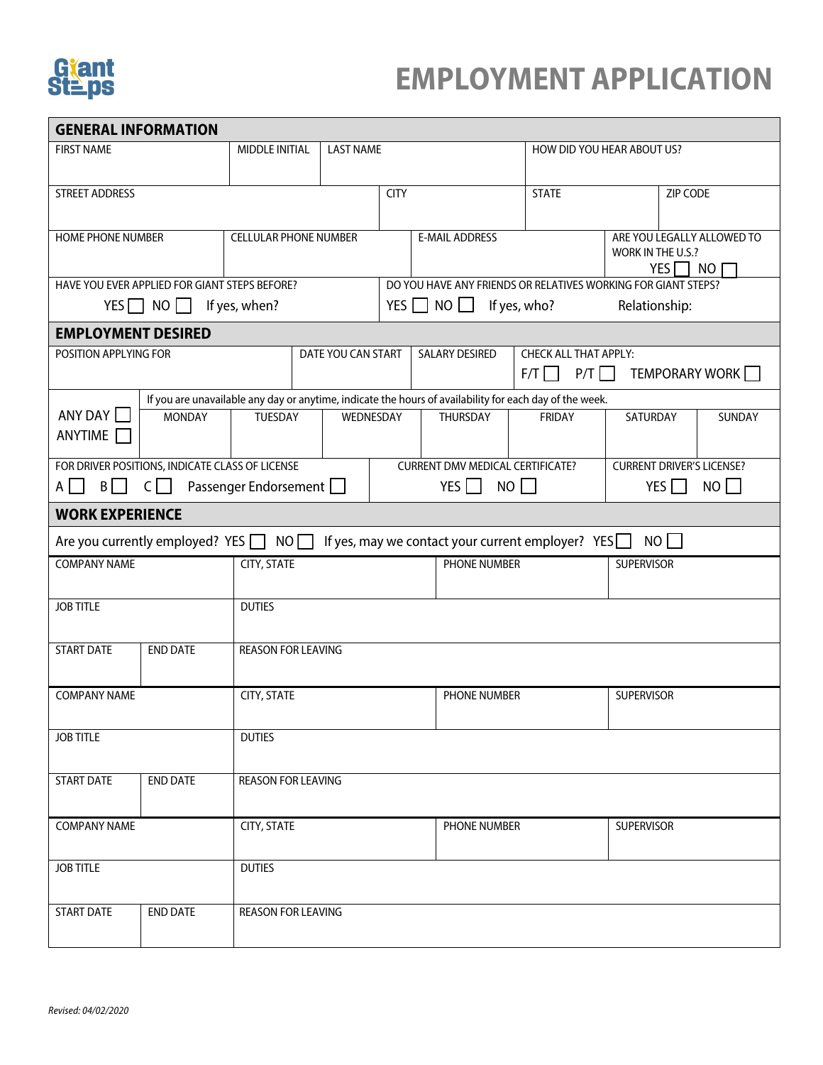Giant Steps

# EMPLOYMENT APPLICATION

## GENERAL INFORMATION

| FIRST NAME | MIDDLE INITIAL | LAST NAME | HOW DID YOU HEAR ABOUT US? |
|---|---|---|---|
| | | | |

| STREET ADDRESS | CITY | STATE | ZIP CODE |
|---|---|---|---|
| | | | |

| HOME PHONE NUMBER | CELLULAR PHONE NUMBER | E-MAIL ADDRESS | ARE YOU LEGALLY ALLOWED TO WORK IN THE U.S.? YES ☐ NO ☐ |
|---|---|---|---|
| | | | |

| HAVE YOU EVER APPLIED FOR GIANT STEPS BEFORE? | DO YOU HAVE ANY FRIENDS OR RELATIVES WORKING FOR GIANT STEPS? |
|---|---|
| YES ☐ NO ☐ If yes, when? | YES ☐ NO ☐ If yes, who? Relationship: |

## EMPLOYMENT DESIRED

| POSITION APPLYING FOR | DATE YOU CAN START | SALARY DESIRED | CHECK ALL THAT APPLY: F/T ☐ P/T ☐ TEMPORARY WORK ☐ |
|---|---|---|---|
| | | | |

If you are unavailable any day or anytime, indicate the hours of availability for each day of the week.

| ANY DAY ☐ ANYTIME ☐ | MONDAY | TUESDAY | WEDNESDAY | THURSDAY | FRIDAY | SATURDAY | SUNDAY |
|---|---|---|---|---|---|---|---|
| | | | | | | | |

| FOR DRIVER POSITIONS, INDICATE CLASS OF LICENSE | CURRENT DMV MEDICAL CERTIFICATE? | CURRENT DRIVER'S LICENSE? |
|---|---|---|
| A ☐ B ☐ C ☐ Passenger Endorsement ☐ | YES ☐ NO ☐ | YES ☐ NO ☐ |

## WORK EXPERIENCE

Are you currently employed? YES ☐ NO ☐ If yes, may we contact your current employer? YES ☐ NO ☐

| COMPANY NAME | | CITY, STATE | PHONE NUMBER | SUPERVISOR |
|---|---|---|---|---|
| | | | | |
| JOB TITLE | | DUTIES | | |
| START DATE | END DATE | REASON FOR LEAVING | | |

| COMPANY NAME | | CITY, STATE | PHONE NUMBER | SUPERVISOR |
|---|---|---|---|---|
| | | | | |
| JOB TITLE | | DUTIES | | |
| START DATE | END DATE | REASON FOR LEAVING | | |

| COMPANY NAME | | CITY, STATE | PHONE NUMBER | SUPERVISOR |
|---|---|---|---|---|
| | | | | |
| JOB TITLE | | DUTIES | | |
| START DATE | END DATE | REASON FOR LEAVING | | |

*Revised: 04/02/2020*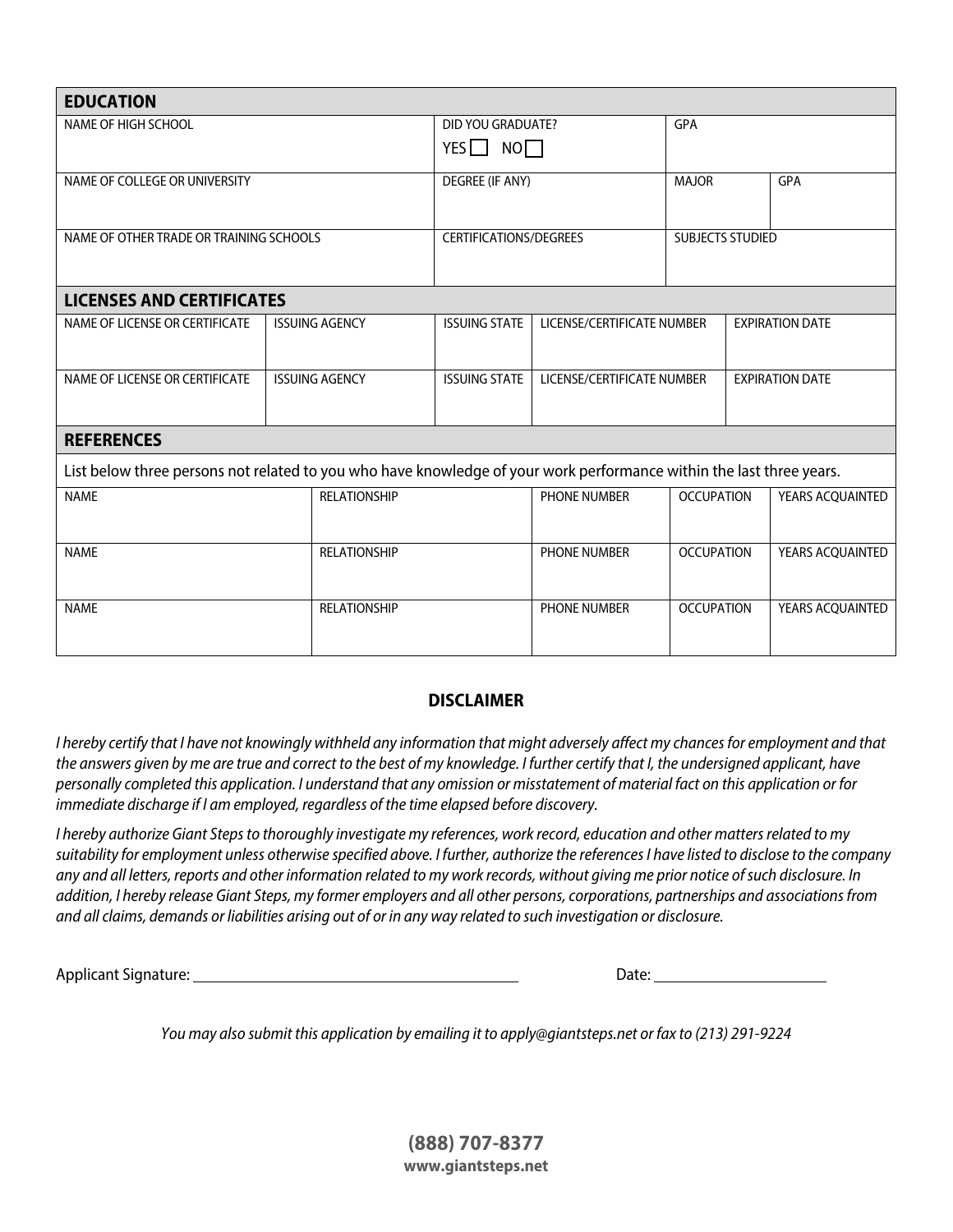## EDUCATION

| NAME OF HIGH SCHOOL | DID YOU GRADUATE? YES ☐ NO ☐ | GPA | |
|---|---|---|---|
| NAME OF COLLEGE OR UNIVERSITY | DEGREE (IF ANY) | MAJOR | GPA |
| NAME OF OTHER TRADE OR TRAINING SCHOOLS | CERTIFICATIONS/DEGREES | SUBJECTS STUDIED | |

## LICENSES AND CERTIFICATES

| NAME OF LICENSE OR CERTIFICATE | ISSUING AGENCY | ISSUING STATE | LICENSE/CERTIFICATE NUMBER | EXPIRATION DATE |
|---|---|---|---|---|
| NAME OF LICENSE OR CERTIFICATE | ISSUING AGENCY | ISSUING STATE | LICENSE/CERTIFICATE NUMBER | EXPIRATION DATE |

## REFERENCES

List below three persons not related to you who have knowledge of your work performance within the last three years.

| NAME | RELATIONSHIP | PHONE NUMBER | OCCUPATION | YEARS ACQUAINTED |
|---|---|---|---|---|
| NAME | RELATIONSHIP | PHONE NUMBER | OCCUPATION | YEARS ACQUAINTED |
| NAME | RELATIONSHIP | PHONE NUMBER | OCCUPATION | YEARS ACQUAINTED |

## DISCLAIMER

*I hereby certify that I have not knowingly withheld any information that might adversely affect my chances for employment and that the answers given by me are true and correct to the best of my knowledge. I further certify that I, the undersigned applicant, have personally completed this application. I understand that any omission or misstatement of material fact on this application or for immediate discharge if I am employed, regardless of the time elapsed before discovery.*

*I hereby authorize Giant Steps to thoroughly investigate my references, work record, education and other matters related to my suitability for employment unless otherwise specified above. I further, authorize the references I have listed to disclose to the company any and all letters, reports and other information related to my work records, without giving me prior notice of such disclosure. In addition, I hereby release Giant Steps, my former employers and all other persons, corporations, partnerships and associations from and all claims, demands or liabilities arising out of or in any way related to such investigation or disclosure.*

Applicant Signature: ______________________________ Date: ____________________

*You may also submit this application by emailing it to apply@giantsteps.net or fax to (213) 291-9224*

**(888) 707-8377**
**www.giantsteps.net**